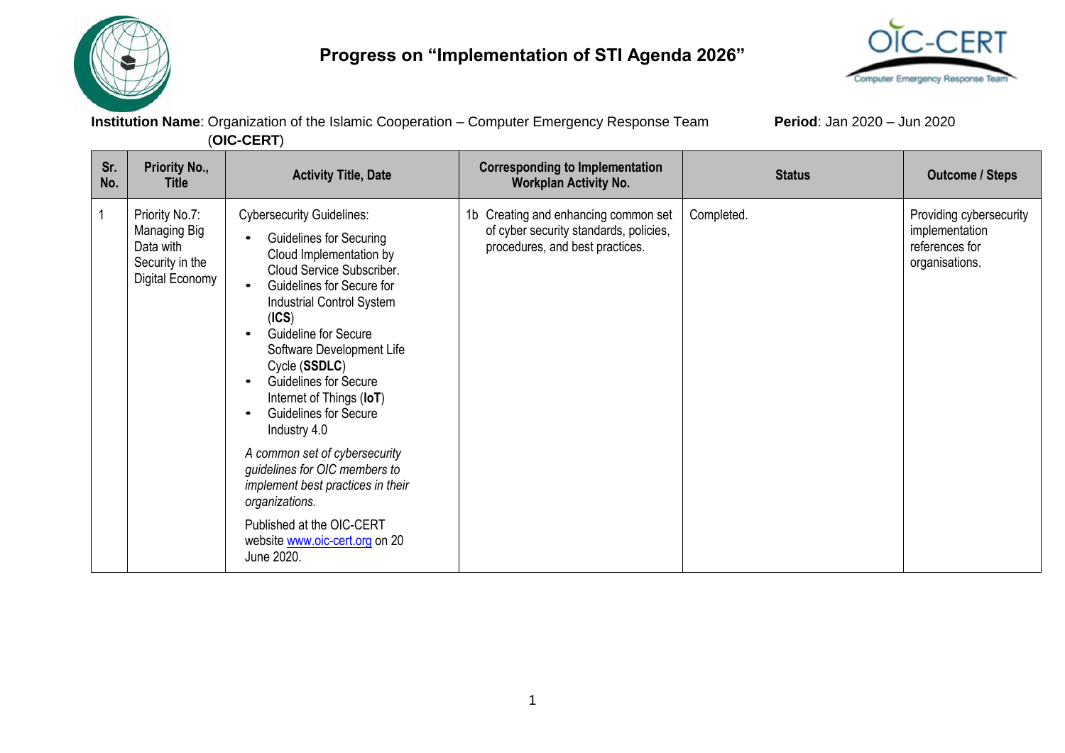# Progress on "Implementation of STI Agenda 2026"

**Institution Name**: Organization of the Islamic Cooperation – Computer Emergency Response Team (**OIC-CERT**)

**Period**: Jan 2020 – Jun 2020

| Sr. No. | Priority No., Title | Activity Title, Date | Corresponding to Implementation Workplan Activity No. | Status | Outcome / Steps |
|---|---|---|---|---|---|
| 1 | Priority No.7: Managing Big Data with Security in the Digital Economy | Cybersecurity Guidelines:<br>• Guidelines for Securing Cloud Implementation by Cloud Service Subscriber.<br>• Guidelines for Secure for Industrial Control System (**ICS**)<br>• Guideline for Secure Software Development Life Cycle (**SSDLC**)<br>• Guidelines for Secure Internet of Things (**IoT**)<br>• Guidelines for Secure Industry 4.0<br>*A common set of cybersecurity guidelines for OIC members to implement best practices in their organizations.*<br>Published at the OIC-CERT website www.oic-cert.org on 20 June 2020. | 1b Creating and enhancing common set of cyber security standards, policies, procedures, and best practices. | Completed. | Providing cybersecurity implementation references for organisations. |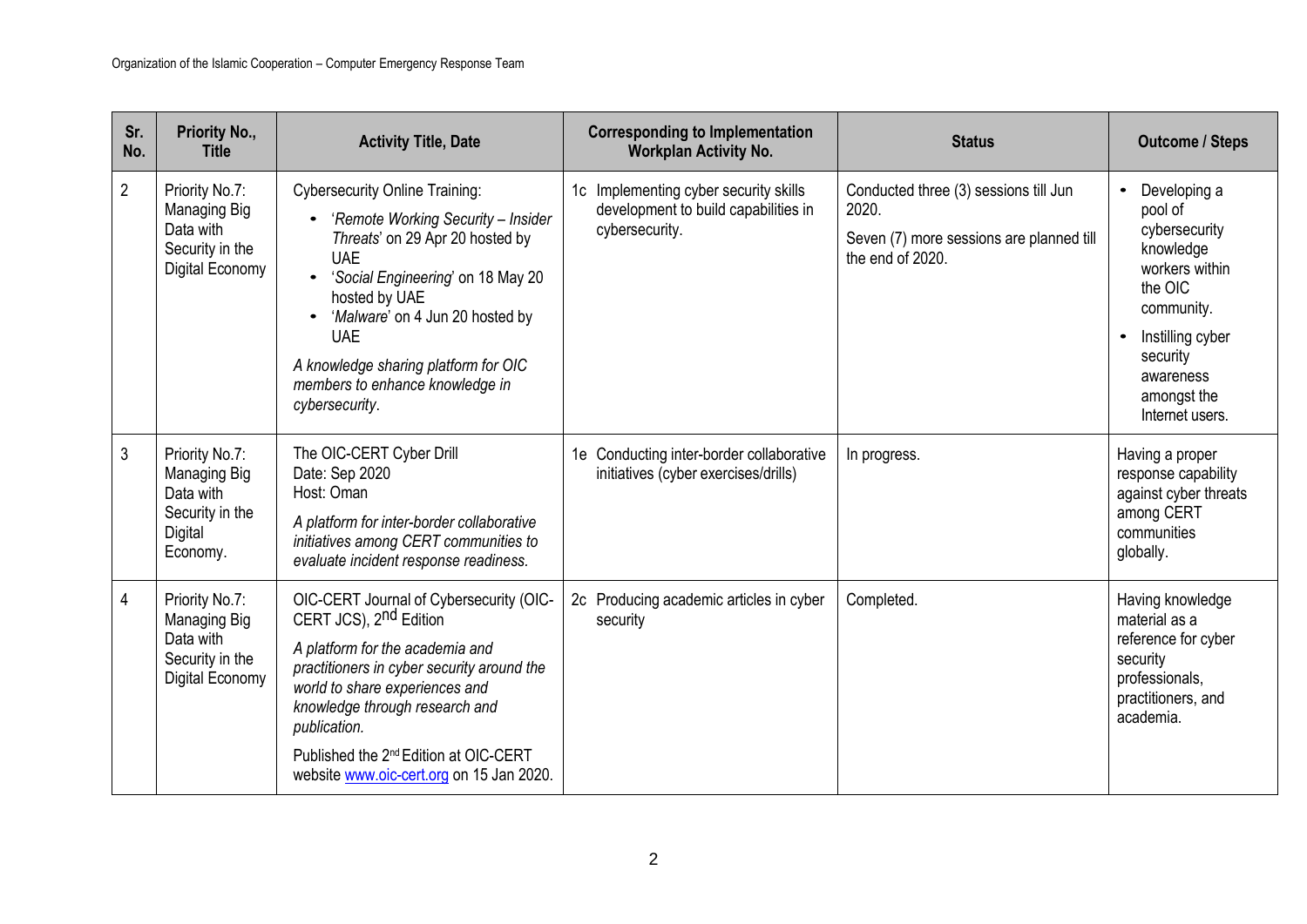| Sr. No. | Priority No., Title | Activity Title, Date | Corresponding to Implementation Workplan Activity No. | Status | Outcome / Steps |
|---|---|---|---|---|---|
| 2 | Priority No.7: Managing Big Data with Security in the Digital Economy | Cybersecurity Online Training:<br>• '*Remote Working Security – Insider Threats*' on 29 Apr 20 hosted by UAE<br>• '*Social Engineering*' on 18 May 20 hosted by UAE<br>• '*Malware*' on 4 Jun 20 hosted by UAE<br>*A knowledge sharing platform for OIC members to enhance knowledge in cybersecurity*. | 1c Implementing cyber security skills development to build capabilities in cybersecurity. | Conducted three (3) sessions till Jun 2020.<br>Seven (7) more sessions are planned till the end of 2020. | • Developing a pool of cybersecurity knowledge workers within the OIC community.<br>• Instilling cyber security awareness amongst the Internet users. |
| 3 | Priority No.7: Managing Big Data with Security in the Digital Economy. | The OIC-CERT Cyber Drill<br>Date: Sep 2020<br>Host: Oman<br>*A platform for inter-border collaborative initiatives among CERT communities to evaluate incident response readiness.* | 1e Conducting inter-border collaborative initiatives (cyber exercises/drills) | In progress. | Having a proper response capability against cyber threats among CERT communities globally. |
| 4 | Priority No.7: Managing Big Data with Security in the Digital Economy | OIC-CERT Journal of Cybersecurity (OIC-CERT JCS), 2nd Edition<br>*A platform for the academia and practitioners in cyber security around the world to share experiences and knowledge through research and publication.*<br>Published the 2nd Edition at OIC-CERT website www.oic-cert.org on 15 Jan 2020. | 2c Producing academic articles in cyber security | Completed. | Having knowledge material as a reference for cyber security professionals, practitioners, and academia. |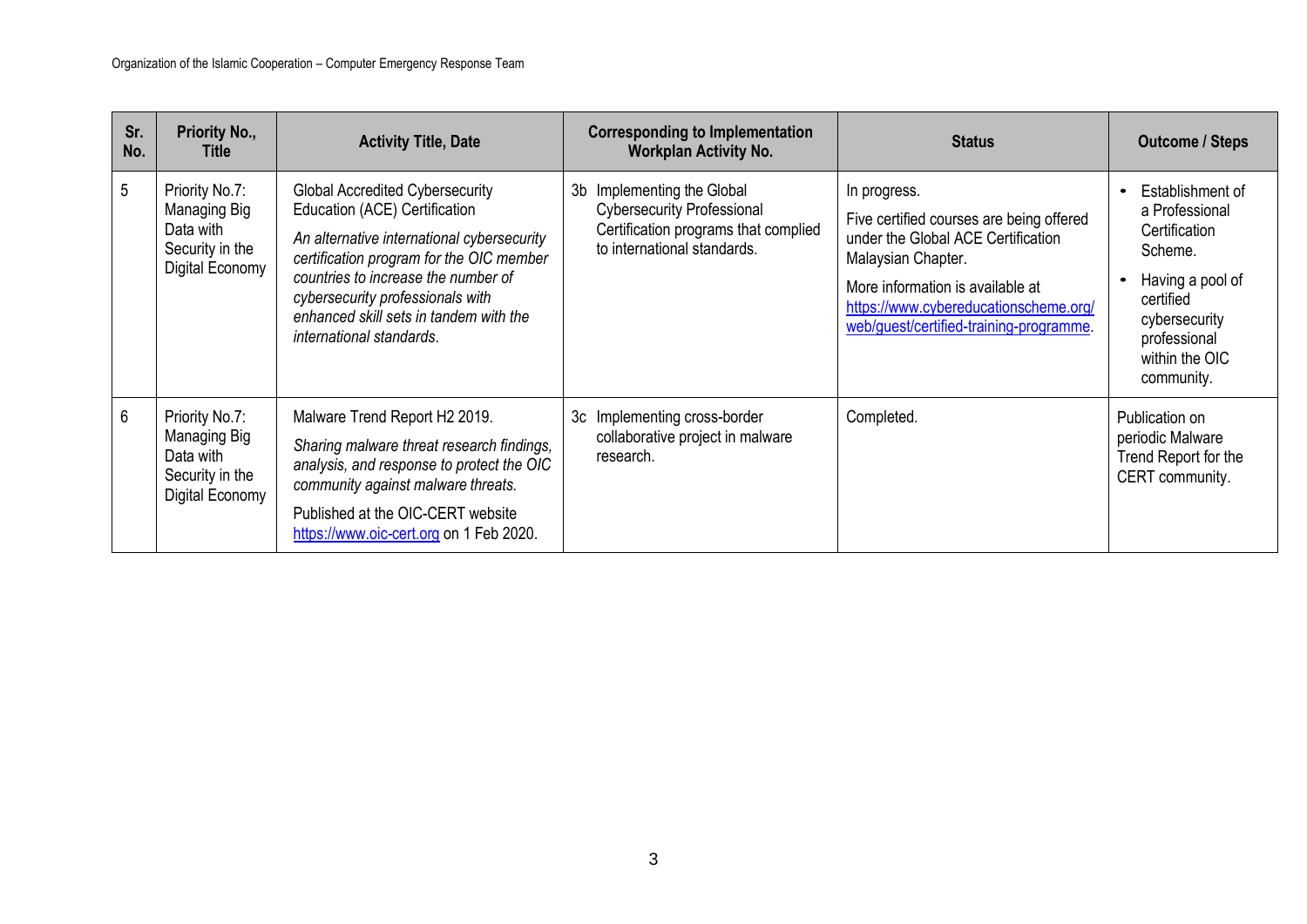| Sr. No. | Priority No., Title | Activity Title, Date | Corresponding to Implementation Workplan Activity No. | Status | Outcome / Steps |
|---|---|---|---|---|---|
| 5 | Priority No.7: Managing Big Data with Security in the Digital Economy | Global Accredited Cybersecurity Education (ACE) Certification<br><br>*An alternative international cybersecurity certification program for the OIC member countries to increase the number of cybersecurity professionals with enhanced skill sets in tandem with the international standards*. | 3b Implementing the Global Cybersecurity Professional Certification programs that complied to international standards. | In progress.<br><br>Five certified courses are being offered under the Global ACE Certification Malaysian Chapter.<br><br>More information is available at https://www.cybereducationscheme.org/web/guest/certified-training-programme. | • Establishment of a Professional Certification Scheme.<br>• Having a pool of certified cybersecurity professional within the OIC community. |
| 6 | Priority No.7: Managing Big Data with Security in the Digital Economy | Malware Trend Report H2 2019.<br><br>*Sharing malware threat research findings, analysis, and response to protect the OIC community against malware threats.*<br><br>Published at the OIC-CERT website https://www.oic-cert.org on 1 Feb 2020. | 3c Implementing cross-border collaborative project in malware research. | Completed. | Publication on periodic Malware Trend Report for the CERT community. |